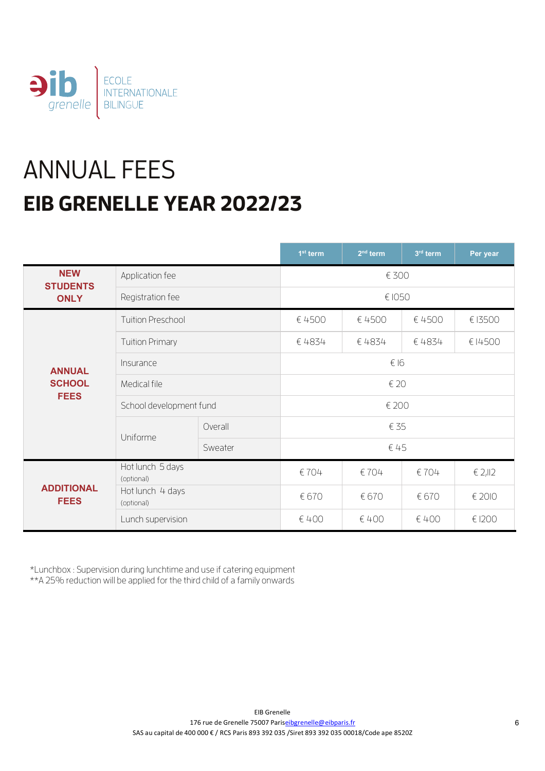eib grenelle | ECOLE INTERNATIONALE BILINGUE

# ANNUAL FEES

## EIB GRENELLE YEAR 2022/23

| | | | 1st term | 2nd term | 3rd term | Per year |
|---|---|---|---|---|---|---|
| **NEW STUDENTS ONLY** | Application fee | | € 300 | | | |
| | Registration fee | | € 1050 | | | |
| **ANNUAL SCHOOL FEES** | Tuition Preschool | | € 4500 | € 4500 | € 4500 | € 13500 |
| | Tuition Primary | | € 4834 | € 4834 | € 4834 | € 14500 |
| | Insurance | | € 16 | | | |
| | Medical file | | € 20 | | | |
| | School development fund | | € 200 | | | |
| | Uniforme | Overall | € 35 | | | |
| | | Sweater | € 45 | | | |
| **ADDITIONAL FEES** | Hot lunch 5 days (optional) | | € 704 | € 704 | € 704 | € 2,112 |
| | Hot lunch 4 days (optional) | | € 670 | € 670 | € 670 | € 2010 |
| | Lunch supervision | | € 400 | € 400 | € 400 | € 1200 |

*Lunchbox : Supervision during lunchtime and use if catering equipment
**A 25% reduction will be applied for the third child of a family onwards

EIB Grenelle
176 rue de Grenelle 75007 Paris eibgrenelle@eibparis.fr
SAS au capital de 400 000 € / RCS Paris 893 392 035 /Siret 893 392 035 00018/Code ape 8520Z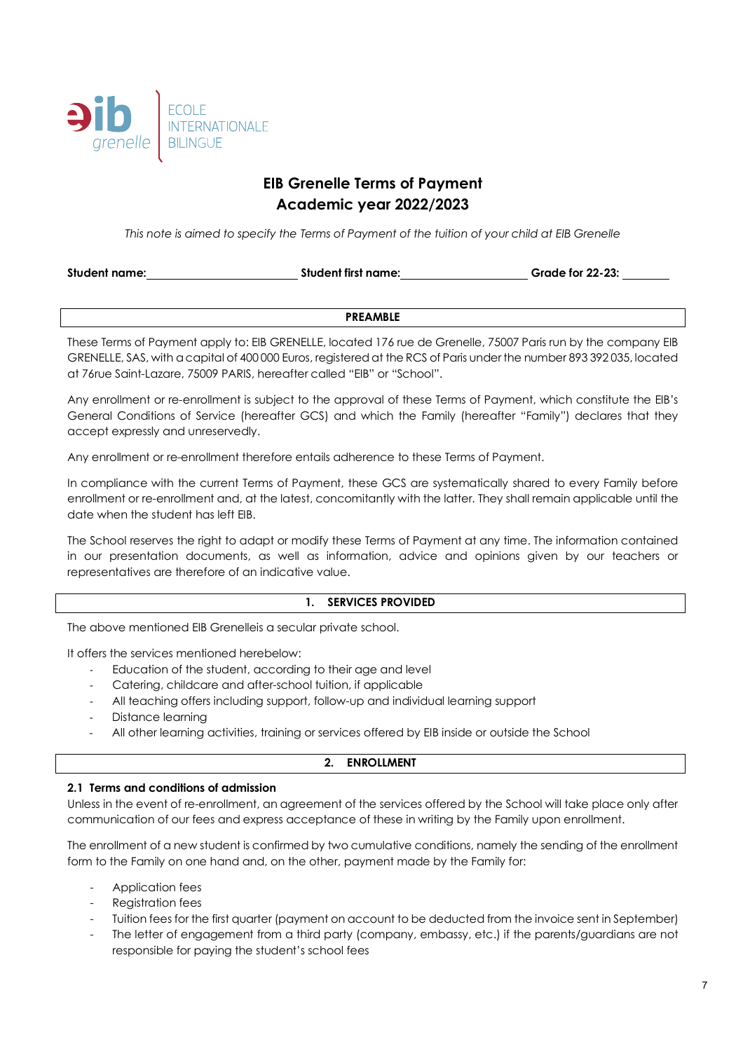ECOLE INTERNATIONALE BILINGUE

eib grenelle

# EIB Grenelle Terms of Payment
# Academic year 2022/2023

*This note is aimed to specify the Terms of Payment of the tuition of your child at EIB Grenelle*

**Student name:**\_\_\_\_\_\_\_\_\_\_\_\_\_\_\_\_\_\_\_\_\_\_\_\_ **Student first name:**\_\_\_\_\_\_\_\_\_\_\_\_\_\_\_\_\_\_\_\_\_\_\_\_ **Grade for 22-23:** \_\_\_\_\_\_\_\_

## PREAMBLE

These Terms of Payment apply to: EIB GRENELLE, located 176 rue de Grenelle, 75007 Paris run by the company EIB GRENELLE, SAS, with a capital of 400 000 Euros, registered at the RCS of Paris under the number 893 392 035, located at 76rue Saint-Lazare, 75009 PARIS, hereafter called "EIB" or "School".

Any enrollment or re-enrollment is subject to the approval of these Terms of Payment, which constitute the EIB's General Conditions of Service (hereafter GCS) and which the Family (hereafter "Family") declares that they accept expressly and unreservedly.

Any enrollment or re-enrollment therefore entails adherence to these Terms of Payment.

In compliance with the current Terms of Payment, these GCS are systematically shared to every Family before enrollment or re-enrollment and, at the latest, concomitantly with the latter. They shall remain applicable until the date when the student has left EIB.

The School reserves the right to adapt or modify these Terms of Payment at any time. The information contained in our presentation documents, as well as information, advice and opinions given by our teachers or representatives are therefore of an indicative value.

## 1. SERVICES PROVIDED

The above mentioned EIB Grenelleis a secular private school.

It offers the services mentioned herebelow:

- Education of the student, according to their age and level
- Catering, childcare and after-school tuition, if applicable
- All teaching offers including support, follow-up and individual learning support
- Distance learning
- All other learning activities, training or services offered by EIB inside or outside the School

## 2. ENROLLMENT

### 2.1 Terms and conditions of admission

Unless in the event of re-enrollment, an agreement of the services offered by the School will take place only after communication of our fees and express acceptance of these in writing by the Family upon enrollment.

The enrollment of a new student is confirmed by two cumulative conditions, namely the sending of the enrollment form to the Family on one hand and, on the other, payment made by the Family for:

- Application fees
- Registration fees
- Tuition fees for the first quarter (payment on account to be deducted from the invoice sent in September)
- The letter of engagement from a third party (company, embassy, etc.) if the parents/guardians are not responsible for paying the student's school fees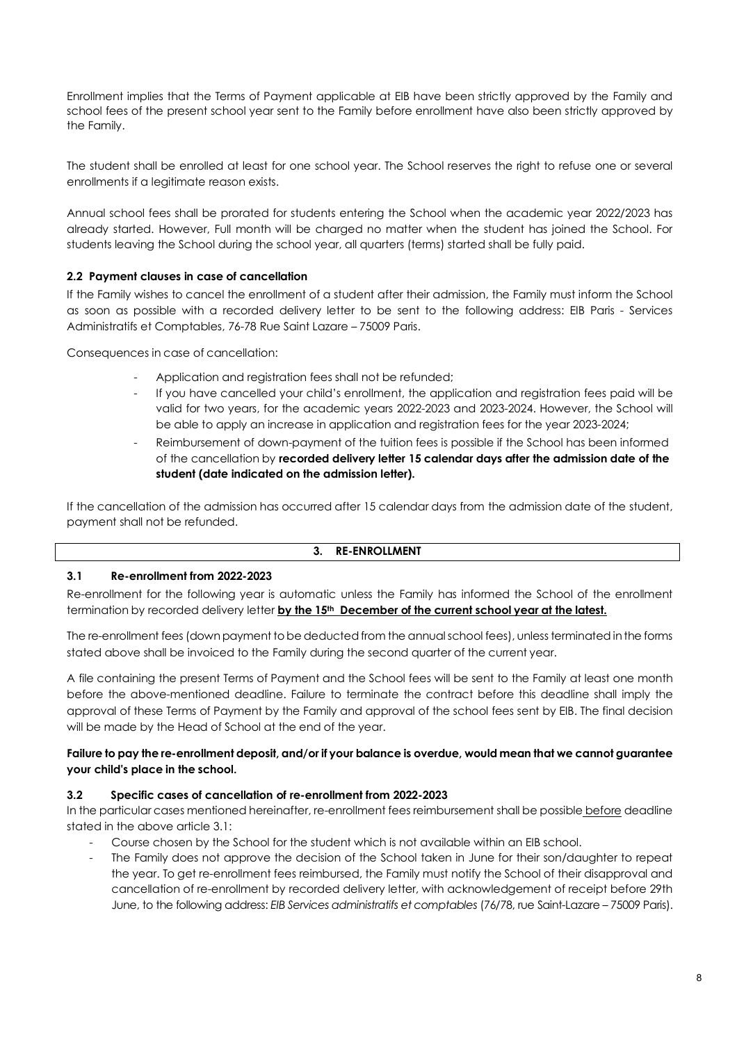Enrollment implies that the Terms of Payment applicable at EIB have been strictly approved by the Family and school fees of the present school year sent to the Family before enrollment have also been strictly approved by the Family.

The student shall be enrolled at least for one school year. The School reserves the right to refuse one or several enrollments if a legitimate reason exists.

Annual school fees shall be prorated for students entering the School when the academic year 2022/2023 has already started. However, Full month will be charged no matter when the student has joined the School. For students leaving the School during the school year, all quarters (terms) started shall be fully paid.

### 2.2 Payment clauses in case of cancellation

If the Family wishes to cancel the enrollment of a student after their admission, the Family must inform the School as soon as possible with a recorded delivery letter to be sent to the following address: EIB Paris - Services Administratifs et Comptables, 76-78 Rue Saint Lazare – 75009 Paris.

Consequences in case of cancellation:

- Application and registration fees shall not be refunded;
- If you have cancelled your child's enrollment, the application and registration fees paid will be valid for two years, for the academic years 2022-2023 and 2023-2024. However, the School will be able to apply an increase in application and registration fees for the year 2023-2024;
- Reimbursement of down-payment of the tuition fees is possible if the School has been informed of the cancellation by **recorded delivery letter 15 calendar days after the admission date of the student (date indicated on the admission letter).**

If the cancellation of the admission has occurred after 15 calendar days from the admission date of the student, payment shall not be refunded.

## 3. RE-ENROLLMENT

### 3.1 Re-enrollment from 2022-2023

Re-enrollment for the following year is automatic unless the Family has informed the School of the enrollment termination by recorded delivery letter **by the 15th December of the current school year at the latest.**

The re-enrollment fees (down payment to be deducted from the annual school fees), unless terminated in the forms stated above shall be invoiced to the Family during the second quarter of the current year.

A file containing the present Terms of Payment and the School fees will be sent to the Family at least one month before the above-mentioned deadline. Failure to terminate the contract before this deadline shall imply the approval of these Terms of Payment by the Family and approval of the school fees sent by EIB. The final decision will be made by the Head of School at the end of the year.

**Failure to pay the re-enrollment deposit, and/or if your balance is overdue, would mean that we cannot guarantee your child's place in the school.**

### 3.2 Specific cases of cancellation of re-enrollment from 2022-2023

In the particular cases mentioned hereinafter, re-enrollment fees reimbursement shall be possible before deadline stated in the above article 3.1:

- Course chosen by the School for the student which is not available within an EIB school.
- The Family does not approve the decision of the School taken in June for their son/daughter to repeat the year. To get re-enrollment fees reimbursed, the Family must notify the School of their disapproval and cancellation of re-enrollment by recorded delivery letter, with acknowledgement of receipt before 29th June, to the following address: *EIB Services administratifs et comptables* (76/78, rue Saint-Lazare – 75009 Paris).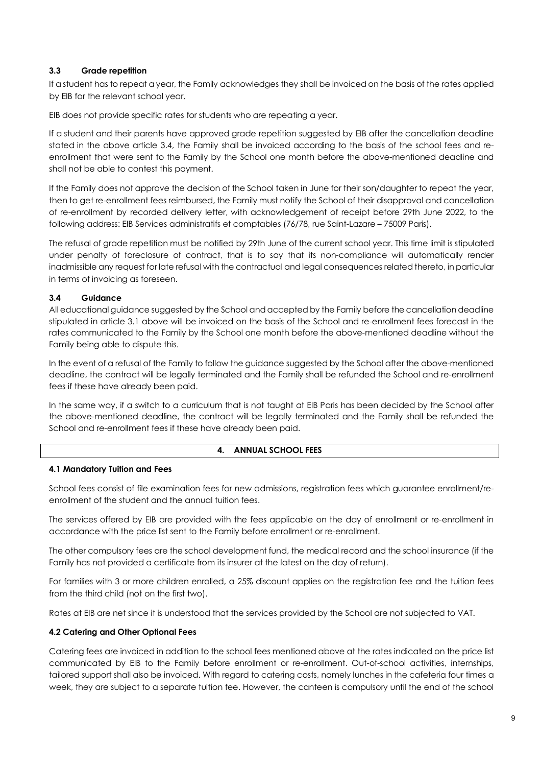### 3.3 Grade repetition

If a student has to repeat a year, the Family acknowledges they shall be invoiced on the basis of the rates applied by EIB for the relevant school year.

EIB does not provide specific rates for students who are repeating a year.

If a student and their parents have approved grade repetition suggested by EIB after the cancellation deadline stated in the above article 3.4, the Family shall be invoiced according to the basis of the school fees and re-enrollment that were sent to the Family by the School one month before the above-mentioned deadline and shall not be able to contest this payment.

If the Family does not approve the decision of the School taken in June for their son/daughter to repeat the year, then to get re-enrollment fees reimbursed, the Family must notify the School of their disapproval and cancellation of re-enrollment by recorded delivery letter, with acknowledgement of receipt before 29th June 2022, to the following address: EIB Services administratifs et comptables (76/78, rue Saint-Lazare – 75009 Paris).

The refusal of grade repetition must be notified by 29th June of the current school year. This time limit is stipulated under penalty of foreclosure of contract, that is to say that its non-compliance will automatically render inadmissible any request for late refusal with the contractual and legal consequences related thereto, in particular in terms of invoicing as foreseen.

### 3.4 Guidance

All educational guidance suggested by the School and accepted by the Family before the cancellation deadline stipulated in article 3.1 above will be invoiced on the basis of the School and re-enrollment fees forecast in the rates communicated to the Family by the School one month before the above-mentioned deadline without the Family being able to dispute this.

In the event of a refusal of the Family to follow the guidance suggested by the School after the above-mentioned deadline, the contract will be legally terminated and the Family shall be refunded the School and re-enrollment fees if these have already been paid.

In the same way, if a switch to a curriculum that is not taught at EIB Paris has been decided by the School after the above-mentioned deadline, the contract will be legally terminated and the Family shall be refunded the School and re-enrollment fees if these have already been paid.

## 4. ANNUAL SCHOOL FEES

### 4.1 Mandatory Tuition and Fees

School fees consist of file examination fees for new admissions, registration fees which guarantee enrollment/re-enrollment of the student and the annual tuition fees.

The services offered by EIB are provided with the fees applicable on the day of enrollment or re-enrollment in accordance with the price list sent to the Family before enrollment or re-enrollment.

The other compulsory fees are the school development fund, the medical record and the school insurance (if the Family has not provided a certificate from its insurer at the latest on the day of return).

For families with 3 or more children enrolled, a 25% discount applies on the registration fee and the tuition fees from the third child (not on the first two).

Rates at EIB are net since it is understood that the services provided by the School are not subjected to VAT.

### 4.2 Catering and Other Optional Fees

Catering fees are invoiced in addition to the school fees mentioned above at the rates indicated on the price list communicated by EIB to the Family before enrollment or re-enrollment. Out-of-school activities, internships, tailored support shall also be invoiced. With regard to catering costs, namely lunches in the cafeteria four times a week, they are subject to a separate tuition fee. However, the canteen is compulsory until the end of the school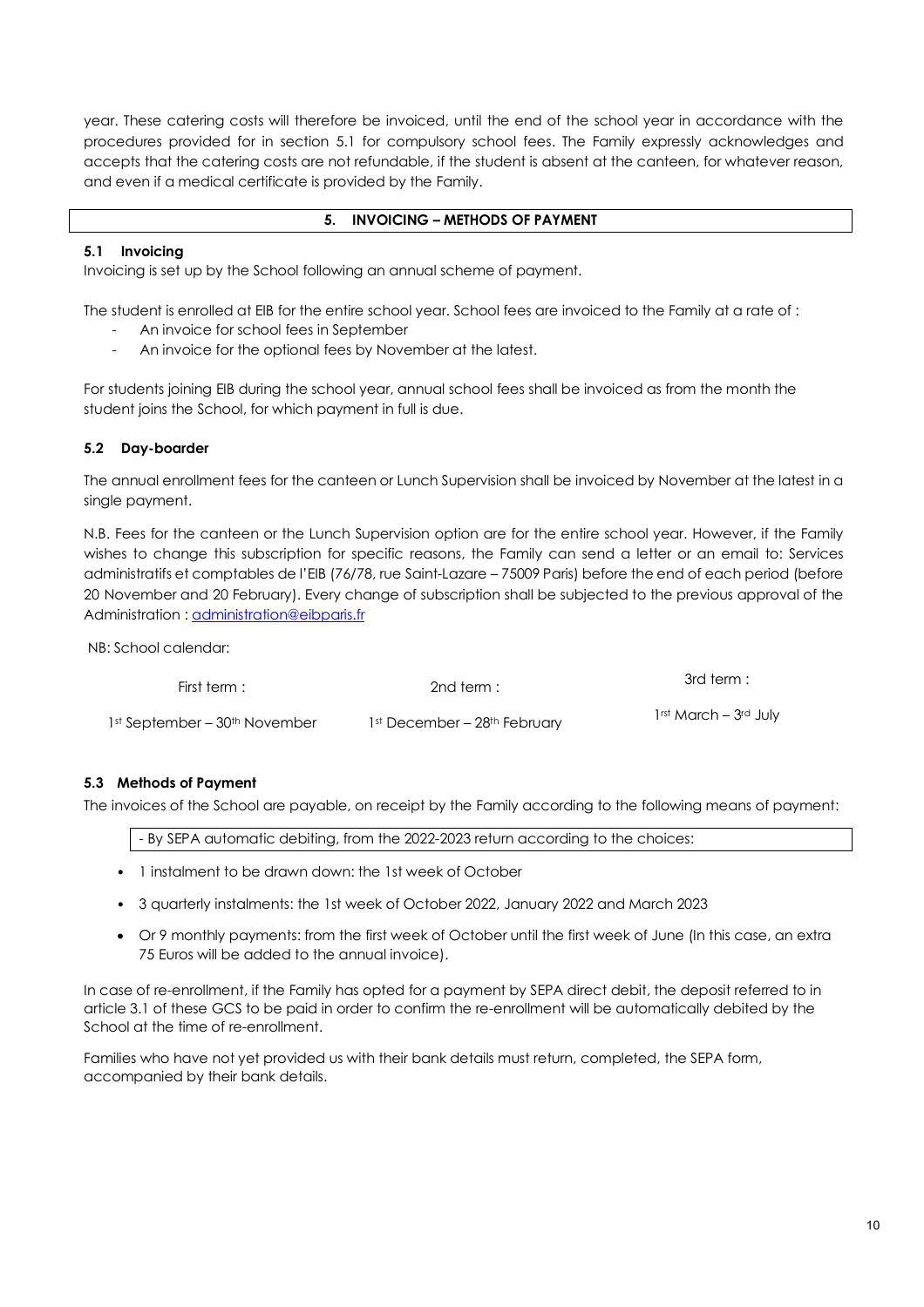year. These catering costs will therefore be invoiced, until the end of the school year in accordance with the procedures provided for in section 5.1 for compulsory school fees. The Family expressly acknowledges and accepts that the catering costs are not refundable, if the student is absent at the canteen, for whatever reason, and even if a medical certificate is provided by the Family.

## 5. INVOICING – METHODS OF PAYMENT

### 5.1 Invoicing

Invoicing is set up by the School following an annual scheme of payment.

The student is enrolled at EIB for the entire school year. School fees are invoiced to the Family at a rate of :

- An invoice for school fees in September
- An invoice for the optional fees by November at the latest.

For students joining EIB during the school year, annual school fees shall be invoiced as from the month the student joins the School, for which payment in full is due.

### 5.2 Day-boarder

The annual enrollment fees for the canteen or Lunch Supervision shall be invoiced by November at the latest in a single payment.

N.B. Fees for the canteen or the Lunch Supervision option are for the entire school year. However, if the Family wishes to change this subscription for specific reasons, the Family can send a letter or an email to: Services administratifs et comptables de l'EIB (76/78, rue Saint-Lazare – 75009 Paris) before the end of each period (before 20 November and 20 February). Every change of subscription shall be subjected to the previous approval of the Administration : administration@eibparis.fr

NB: School calendar:

| First term : | 2nd term : | 3rd term : |
| --- | --- | --- |
| 1st September – 30th November | 1st December – 28th February | 1rst March – 3rd July |

### 5.3 Methods of Payment

The invoices of the School are payable, on receipt by the Family according to the following means of payment:

- By SEPA automatic debiting, from the 2022-2023 return according to the choices:

- 1 instalment to be drawn down: the 1st week of October
- 3 quarterly instalments: the 1st week of October 2022, January 2022 and March 2023
- Or 9 monthly payments: from the first week of October until the first week of June (In this case, an extra 75 Euros will be added to the annual invoice).

In case of re-enrollment, if the Family has opted for a payment by SEPA direct debit, the deposit referred to in article 3.1 of these GCS to be paid in order to confirm the re-enrollment will be automatically debited by the School at the time of re-enrollment.

Families who have not yet provided us with their bank details must return, completed, the SEPA form, accompanied by their bank details.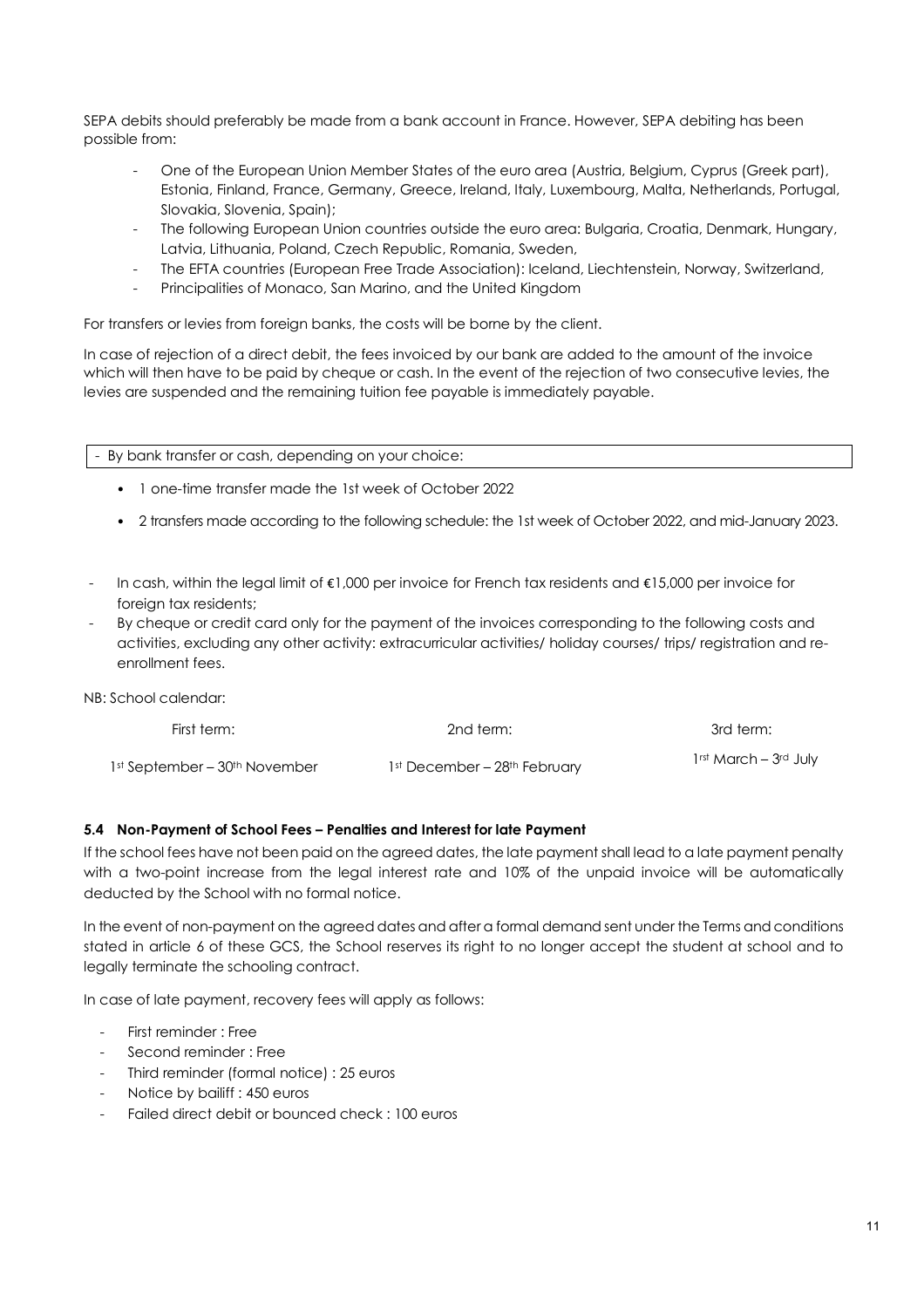SEPA debits should preferably be made from a bank account in France. However, SEPA debiting has been possible from:

- One of the European Union Member States of the euro area (Austria, Belgium, Cyprus (Greek part), Estonia, Finland, France, Germany, Greece, Ireland, Italy, Luxembourg, Malta, Netherlands, Portugal, Slovakia, Slovenia, Spain);
- The following European Union countries outside the euro area: Bulgaria, Croatia, Denmark, Hungary, Latvia, Lithuania, Poland, Czech Republic, Romania, Sweden,
- The EFTA countries (European Free Trade Association): Iceland, Liechtenstein, Norway, Switzerland,
- Principalities of Monaco, San Marino, and the United Kingdom

For transfers or levies from foreign banks, the costs will be borne by the client.

In case of rejection of a direct debit, the fees invoiced by our bank are added to the amount of the invoice which will then have to be paid by cheque or cash. In the event of the rejection of two consecutive levies, the levies are suspended and the remaining tuition fee payable is immediately payable.

- By bank transfer or cash, depending on your choice:

  - 1 one-time transfer made the 1st week of October 2022
  - 2 transfers made according to the following schedule: the 1st week of October 2022, and mid-January 2023.

- In cash, within the legal limit of €1,000 per invoice for French tax residents and €15,000 per invoice for foreign tax residents;
- By cheque or credit card only for the payment of the invoices corresponding to the following costs and activities, excluding any other activity: extracurricular activities/ holiday courses/ trips/ registration and re-enrollment fees.

NB: School calendar:

| First term: | 2nd term: | 3rd term: |
| --- | --- | --- |
| 1st September – 30th November | 1st December – 28th February | 1rst March – 3rd July |

### 5.4 Non-Payment of School Fees – Penalties and Interest for late Payment

If the school fees have not been paid on the agreed dates, the late payment shall lead to a late payment penalty with a two-point increase from the legal interest rate and 10% of the unpaid invoice will be automatically deducted by the School with no formal notice.

In the event of non-payment on the agreed dates and after a formal demand sent under the Terms and conditions stated in article 6 of these GCS, the School reserves its right to no longer accept the student at school and to legally terminate the schooling contract.

In case of late payment, recovery fees will apply as follows:

- First reminder : Free
- Second reminder : Free
- Third reminder (formal notice) : 25 euros
- Notice by bailiff : 450 euros
- Failed direct debit or bounced check : 100 euros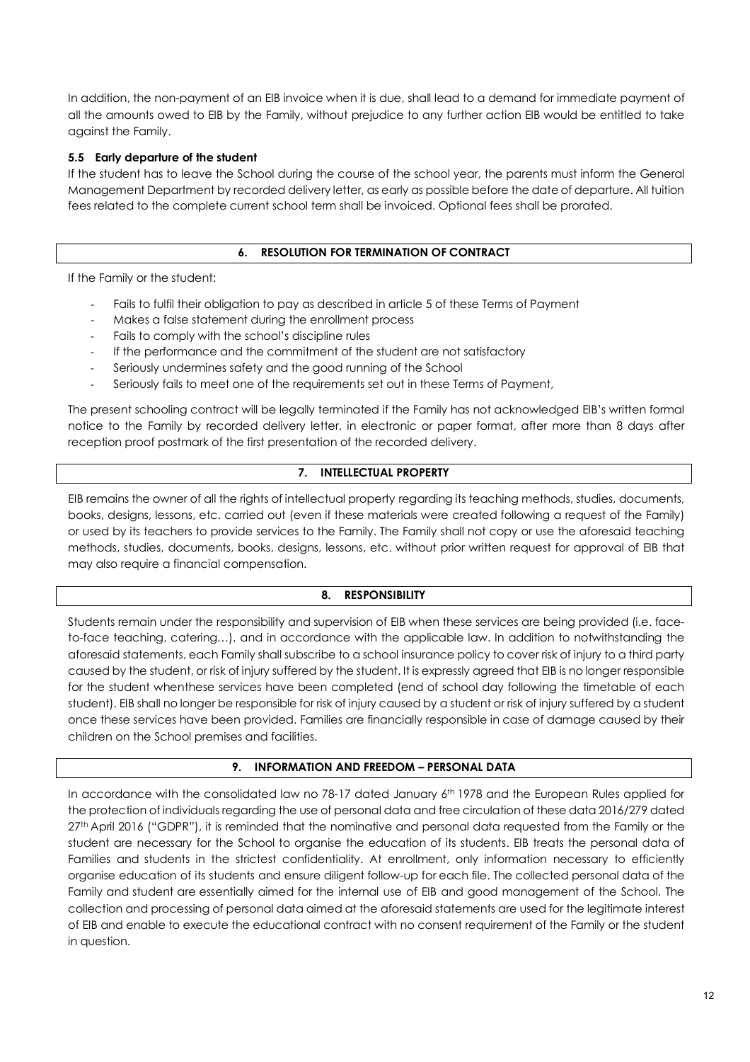In addition, the non-payment of an EIB invoice when it is due, shall lead to a demand for immediate payment of all the amounts owed to EIB by the Family, without prejudice to any further action EIB would be entitled to take against the Family.

### 5.5 Early departure of the student

If the student has to leave the School during the course of the school year, the parents must inform the General Management Department by recorded delivery letter, as early as possible before the date of departure. All tuition fees related to the complete current school term shall be invoiced. Optional fees shall be prorated.

## 6. RESOLUTION FOR TERMINATION OF CONTRACT

If the Family or the student:

- Fails to fulfil their obligation to pay as described in article 5 of these Terms of Payment
- Makes a false statement during the enrollment process
- Fails to comply with the school's discipline rules
- If the performance and the commitment of the student are not satisfactory
- Seriously undermines safety and the good running of the School
- Seriously fails to meet one of the requirements set out in these Terms of Payment,

The present schooling contract will be legally terminated if the Family has not acknowledged EIB's written formal notice to the Family by recorded delivery letter, in electronic or paper format, after more than 8 days after reception proof postmark of the first presentation of the recorded delivery.

## 7. INTELLECTUAL PROPERTY

EIB remains the owner of all the rights of intellectual property regarding its teaching methods, studies, documents, books, designs, lessons, etc. carried out (even if these materials were created following a request of the Family) or used by its teachers to provide services to the Family. The Family shall not copy or use the aforesaid teaching methods, studies, documents, books, designs, lessons, etc. without prior written request for approval of EIB that may also require a financial compensation.

## 8. RESPONSIBILITY

Students remain under the responsibility and supervision of EIB when these services are being provided (i.e. face-to-face teaching, catering…), and in accordance with the applicable law. In addition to notwithstanding the aforesaid statements, each Family shall subscribe to a school insurance policy to cover risk of injury to a third party caused by the student, or risk of injury suffered by the student. It is expressly agreed that EIB is no longer responsible for the student whenthese services have been completed (end of school day following the timetable of each student). EIB shall no longer be responsible for risk of injury caused by a student or risk of injury suffered by a student once these services have been provided. Families are financially responsible in case of damage caused by their children on the School premises and facilities.

## 9. INFORMATION AND FREEDOM – PERSONAL DATA

In accordance with the consolidated law no 78-17 dated January 6th 1978 and the European Rules applied for the protection of individuals regarding the use of personal data and free circulation of these data 2016/279 dated 27th April 2016 ("GDPR"), it is reminded that the nominative and personal data requested from the Family or the student are necessary for the School to organise the education of its students. EIB treats the personal data of Families and students in the strictest confidentiality. At enrollment, only information necessary to efficiently organise education of its students and ensure diligent follow-up for each file. The collected personal data of the Family and student are essentially aimed for the internal use of EIB and good management of the School. The collection and processing of personal data aimed at the aforesaid statements are used for the legitimate interest of EIB and enable to execute the educational contract with no consent requirement of the Family or the student in question.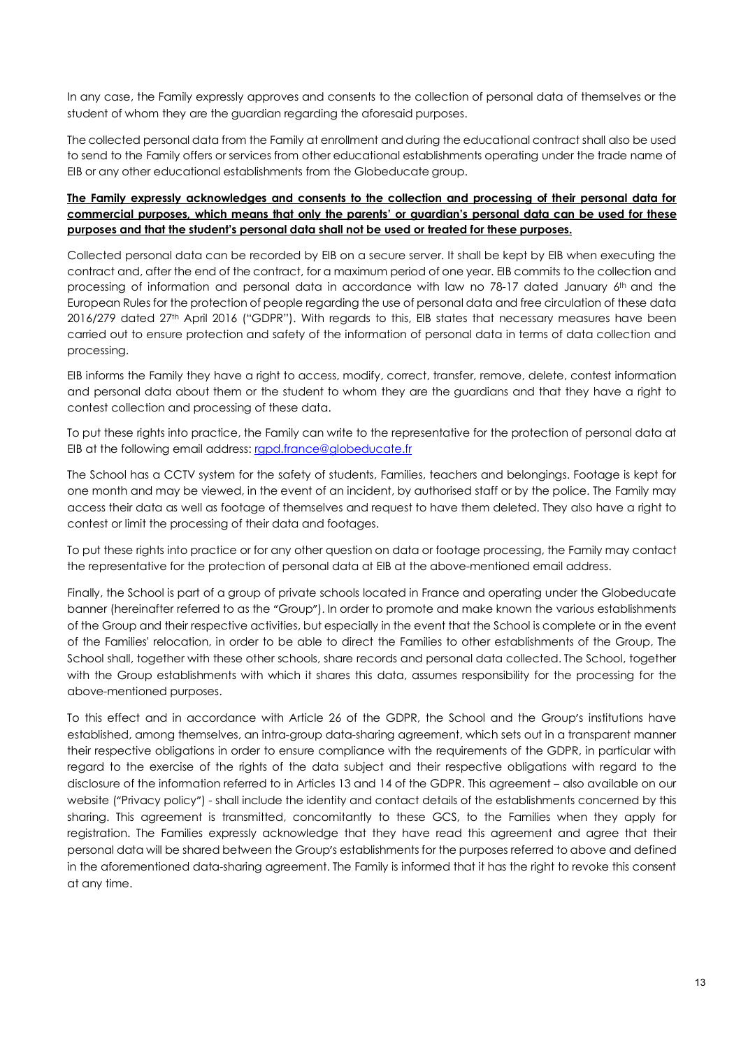In any case, the Family expressly approves and consents to the collection of personal data of themselves or the student of whom they are the guardian regarding the aforesaid purposes.

The collected personal data from the Family at enrollment and during the educational contract shall also be used to send to the Family offers or services from other educational establishments operating under the trade name of EIB or any other educational establishments from the Globeducate group.

<u>**The Family expressly acknowledges and consents to the collection and processing of their personal data for commercial purposes, which means that only the parents' or guardian's personal data can be used for these purposes and that the student's personal data shall not be used or treated for these purposes.**</u>

Collected personal data can be recorded by EIB on a secure server. It shall be kept by EIB when executing the contract and, after the end of the contract, for a maximum period of one year. EIB commits to the collection and processing of information and personal data in accordance with law no 78-17 dated January 6th and the European Rules for the protection of people regarding the use of personal data and free circulation of these data 2016/279 dated 27th April 2016 ("GDPR"). With regards to this, EIB states that necessary measures have been carried out to ensure protection and safety of the information of personal data in terms of data collection and processing.

EIB informs the Family they have a right to access, modify, correct, transfer, remove, delete, contest information and personal data about them or the student to whom they are the guardians and that they have a right to contest collection and processing of these data.

To put these rights into practice, the Family can write to the representative for the protection of personal data at EIB at the following email address: [rgpd.france@globeducate.fr](mailto:rgpd.france@globeducate.fr)

The School has a CCTV system for the safety of students, Families, teachers and belongings. Footage is kept for one month and may be viewed, in the event of an incident, by authorised staff or by the police. The Family may access their data as well as footage of themselves and request to have them deleted. They also have a right to contest or limit the processing of their data and footages.

To put these rights into practice or for any other question on data or footage processing, the Family may contact the representative for the protection of personal data at EIB at the above-mentioned email address.

Finally, the School is part of a group of private schools located in France and operating under the Globeducate banner (hereinafter referred to as the "Group"). In order to promote and make known the various establishments of the Group and their respective activities, but especially in the event that the School is complete or in the event of the Families' relocation, in order to be able to direct the Families to other establishments of the Group, The School shall, together with these other schools, share records and personal data collected. The School, together with the Group establishments with which it shares this data, assumes responsibility for the processing for the above-mentioned purposes.

To this effect and in accordance with Article 26 of the GDPR, the School and the Group's institutions have established, among themselves, an intra-group data-sharing agreement, which sets out in a transparent manner their respective obligations in order to ensure compliance with the requirements of the GDPR, in particular with regard to the exercise of the rights of the data subject and their respective obligations with regard to the disclosure of the information referred to in Articles 13 and 14 of the GDPR. This agreement – also available on our website ("Privacy policy") - shall include the identity and contact details of the establishments concerned by this sharing. This agreement is transmitted, concomitantly to these GCS, to the Families when they apply for registration. The Families expressly acknowledge that they have read this agreement and agree that their personal data will be shared between the Group's establishments for the purposes referred to above and defined in the aforementioned data-sharing agreement. The Family is informed that it has the right to revoke this consent at any time.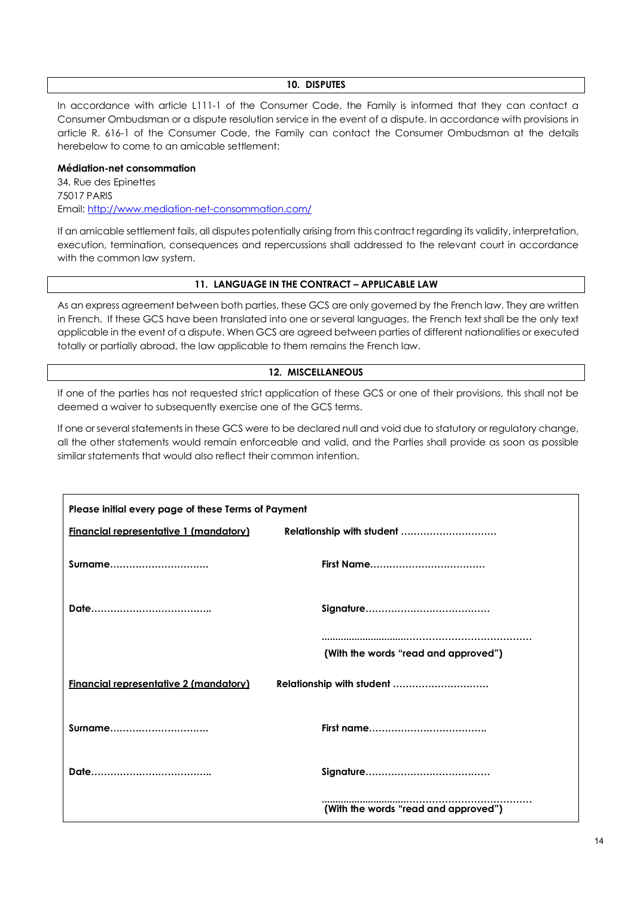## 10. DISPUTES

In accordance with article L111-1 of the Consumer Code, the Family is informed that they can contact a Consumer Ombudsman or a dispute resolution service in the event of a dispute. In accordance with provisions in article R. 616-1 of the Consumer Code, the Family can contact the Consumer Ombudsman at the details herebelow to come to an amicable settlement:

**Médiation-net consommation**
34, Rue des Epinettes
75017 PARIS
Email: http://www.mediation-net-consommation.com/

If an amicable settlement fails, all disputes potentially arising from this contract regarding its validity, interpretation, execution, termination, consequences and repercussions shall addressed to the relevant court in accordance with the common law system.

## 11. LANGUAGE IN THE CONTRACT – APPLICABLE LAW

As an express agreement between both parties, these GCS are only governed by the French law. They are written in French. If these GCS have been translated into one or several languages, the French text shall be the only text applicable in the event of a dispute. When GCS are agreed between parties of different nationalities or executed totally or partially abroad, the law applicable to them remains the French law.

## 12. MISCELLANEOUS

If one of the parties has not requested strict application of these GCS or one of their provisions, this shall not be deemed a waiver to subsequently exercise one of the GCS terms.

If one or several statements in these GCS were to be declared null and void due to statutory or regulatory change, all the other statements would remain enforceable and valid, and the Parties shall provide as soon as possible similar statements that would also reflect their common intention.

**Please initial every page of these Terms of Payment**

| | |
|---|---|
| **Financial representative 1 (mandatory)** | **Relationship with student …………………………** |
| **Surname…………………………** | **First Name………………………………** |
| **Date………………………………..** | **Signature…………………………………** |
| | **………………………………………………………** **(With the words "read and approved")** |
| **Financial representative 2 (mandatory)** | **Relationship with student …………………………** |
| **Surname…………………………** | **First name……………………………….** |
| **Date………………………………..** | **Signature…………………………………** |
| | **………………………………………………………** **(With the words "read and approved")** |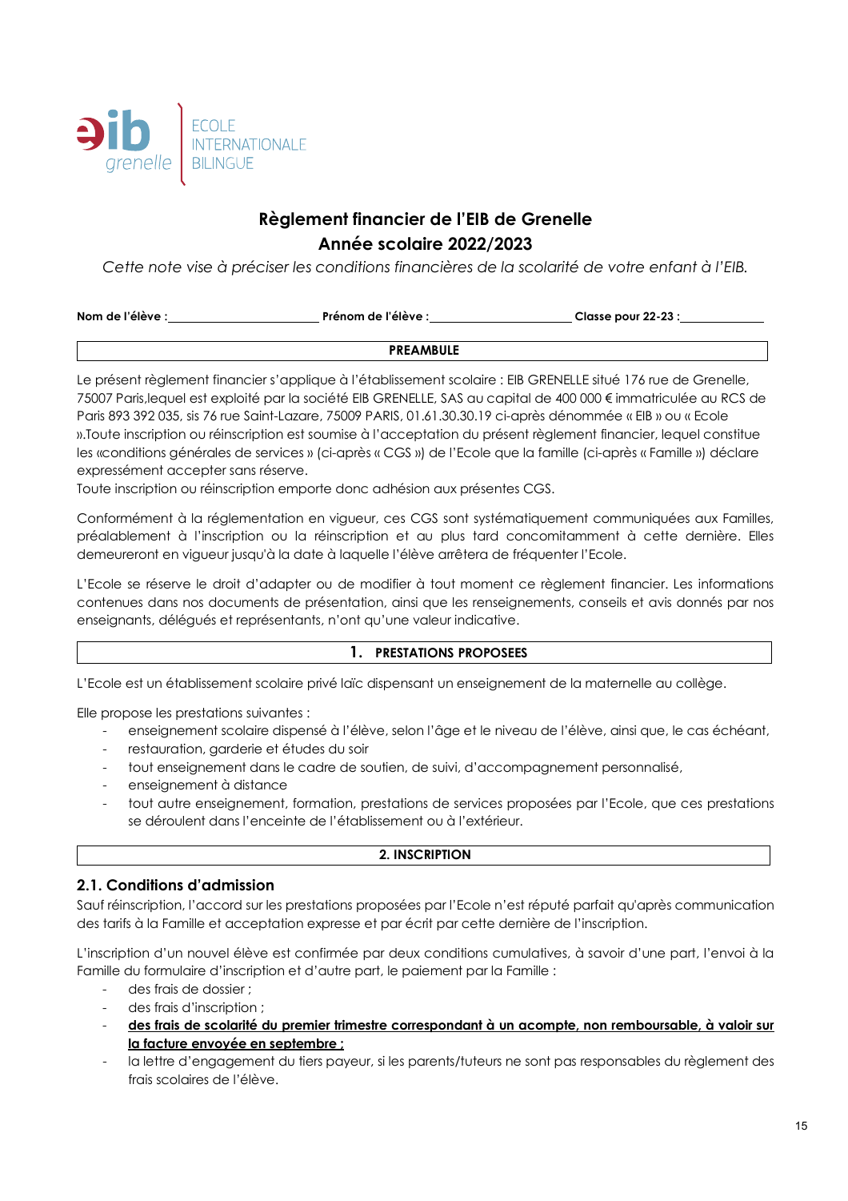eib grenelle | ECOLE INTERNATIONALE BILINGUE

# Règlement financier de l'EIB de Grenelle
# Année scolaire 2022/2023

*Cette note vise à préciser les conditions financières de la scolarité de votre enfant à l'EIB.*

**Nom de l'élève :** ______________________ **Prénom de l'élève :** ______________________ **Classe pour 22-23 :** ____________

## PREAMBULE

Le présent règlement financier s'applique à l'établissement scolaire : EIB GRENELLE situé 176 rue de Grenelle, 75007 Paris,lequel est exploité par la société EIB GRENELLE, SAS au capital de 400 000 € immatriculée au RCS de Paris 893 392 035, sis 76 rue Saint-Lazare, 75009 PARIS, 01.61.30.30.19 ci-après dénommée « EIB » ou « Ecole ».Toute inscription ou réinscription est soumise à l'acceptation du présent règlement financier, lequel constitue les «conditions générales de services » (ci-après « CGS ») de l'Ecole que la famille (ci-après « Famille ») déclare expressément accepter sans réserve.
Toute inscription ou réinscription emporte donc adhésion aux présentes CGS.

Conformément à la réglementation en vigueur, ces CGS sont systématiquement communiquées aux Familles, préalablement à l'inscription ou la réinscription et au plus tard concomitamment à cette dernière. Elles demeureront en vigueur jusqu'à la date à laquelle l'élève arrêtera de fréquenter l'Ecole.

L'Ecole se réserve le droit d'adapter ou de modifier à tout moment ce règlement financier. Les informations contenues dans nos documents de présentation, ainsi que les renseignements, conseils et avis donnés par nos enseignants, délégués et représentants, n'ont qu'une valeur indicative.

## 1. PRESTATIONS PROPOSEES

L'Ecole est un établissement scolaire privé laïc dispensant un enseignement de la maternelle au collège.

Elle propose les prestations suivantes :

- enseignement scolaire dispensé à l'élève, selon l'âge et le niveau de l'élève, ainsi que, le cas échéant,
- restauration, garderie et études du soir
- tout enseignement dans le cadre de soutien, de suivi, d'accompagnement personnalisé,
- enseignement à distance
- tout autre enseignement, formation, prestations de services proposées par l'Ecole, que ces prestations se déroulent dans l'enceinte de l'établissement ou à l'extérieur.

## 2. INSCRIPTION

### 2.1. Conditions d'admission

Sauf réinscription, l'accord sur les prestations proposées par l'Ecole n'est réputé parfait qu'après communication des tarifs à la Famille et acceptation expresse et par écrit par cette dernière de l'inscription.

L'inscription d'un nouvel élève est confirmée par deux conditions cumulatives, à savoir d'une part, l'envoi à la Famille du formulaire d'inscription et d'autre part, le paiement par la Famille :

- des frais de dossier ;
- des frais d'inscription ;
- <u>**des frais de scolarité du premier trimestre correspondant à un acompte, non remboursable, à valoir sur la facture envoyée en septembre ;**</u>
- la lettre d'engagement du tiers payeur, si les parents/tuteurs ne sont pas responsables du règlement des frais scolaires de l'élève.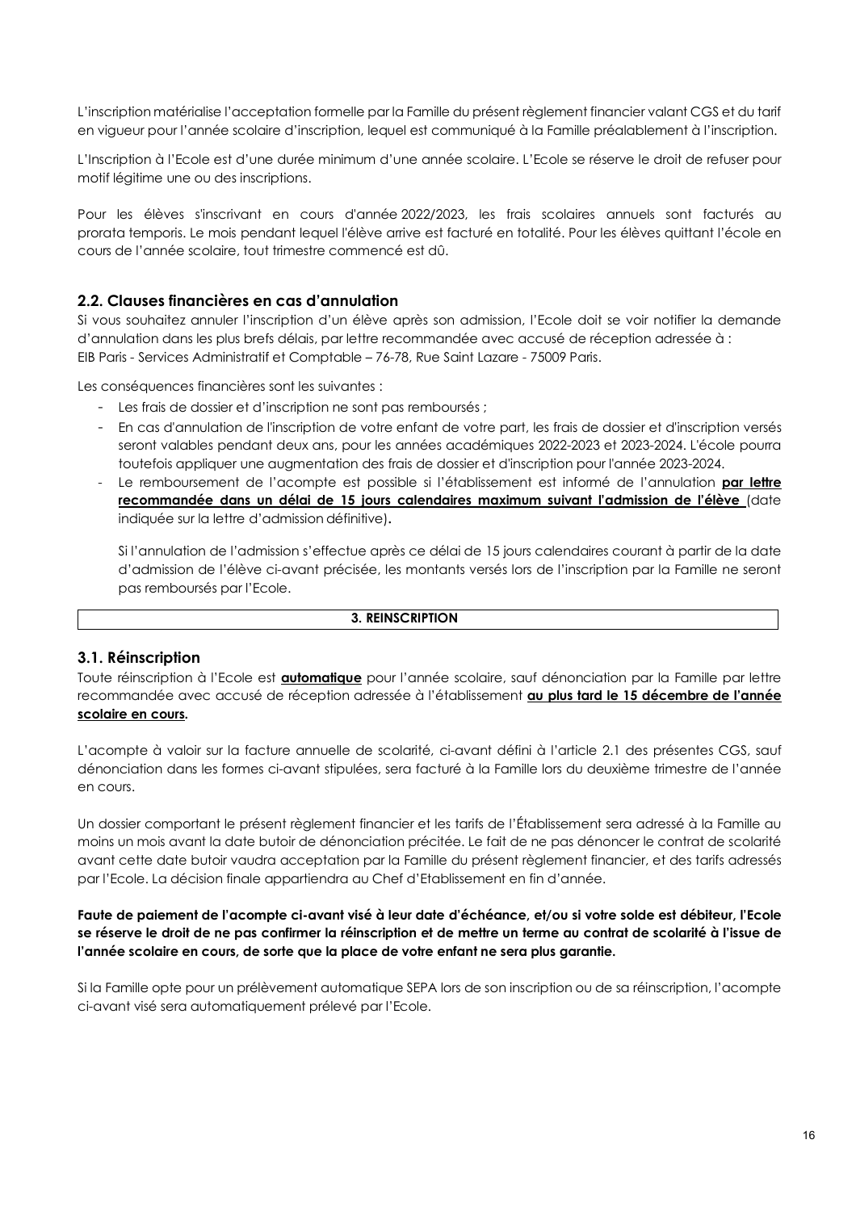L'inscription matérialise l'acceptation formelle par la Famille du présent règlement financier valant CGS et du tarif en vigueur pour l'année scolaire d'inscription, lequel est communiqué à la Famille préalablement à l'inscription.

L'Inscription à l'Ecole est d'une durée minimum d'une année scolaire. L'Ecole se réserve le droit de refuser pour motif légitime une ou des inscriptions.

Pour les élèves s'inscrivant en cours d'année 2022/2023, les frais scolaires annuels sont facturés au prorata temporis. Le mois pendant lequel l'élève arrive est facturé en totalité. Pour les élèves quittant l'école en cours de l'année scolaire, tout trimestre commencé est dû.

### 2.2. Clauses financières en cas d'annulation

Si vous souhaitez annuler l'inscription d'un élève après son admission, l'Ecole doit se voir notifier la demande d'annulation dans les plus brefs délais, par lettre recommandée avec accusé de réception adressée à :
EIB Paris - Services Administratif et Comptable – 76-78, Rue Saint Lazare - 75009 Paris.

Les conséquences financières sont les suivantes :

- Les frais de dossier et d'inscription ne sont pas remboursés ;
- En cas d'annulation de l'inscription de votre enfant de votre part, les frais de dossier et d'inscription versés seront valables pendant deux ans, pour les années académiques 2022-2023 et 2023-2024. L'école pourra toutefois appliquer une augmentation des frais de dossier et d'inscription pour l'année 2023-2024.
- Le remboursement de l'acompte est possible si l'établissement est informé de l'annulation **par lettre recommandée dans un délai de 15 jours calendaires maximum suivant l'admission de l'élève** (date indiquée sur la lettre d'admission définitive).

  Si l'annulation de l'admission s'effectue après ce délai de 15 jours calendaires courant à partir de la date d'admission de l'élève ci-avant précisée, les montants versés lors de l'inscription par la Famille ne seront pas remboursés par l'Ecole.

## 3. REINSCRIPTION

### 3.1. Réinscription

Toute réinscription à l'Ecole est **automatique** pour l'année scolaire, sauf dénonciation par la Famille par lettre recommandée avec accusé de réception adressée à l'établissement **au plus tard le 15 décembre de l'année scolaire en cours.**

L'acompte à valoir sur la facture annuelle de scolarité, ci-avant défini à l'article 2.1 des présentes CGS, sauf dénonciation dans les formes ci-avant stipulées, sera facturé à la Famille lors du deuxième trimestre de l'année en cours.

Un dossier comportant le présent règlement financier et les tarifs de l'Établissement sera adressé à la Famille au moins un mois avant la date butoir de dénonciation précitée. Le fait de ne pas dénoncer le contrat de scolarité avant cette date butoir vaudra acceptation par la Famille du présent règlement financier, et des tarifs adressés par l'Ecole. La décision finale appartiendra au Chef d'Etablissement en fin d'année.

**Faute de paiement de l'acompte ci-avant visé à leur date d'échéance, et/ou si votre solde est débiteur, l'Ecole se réserve le droit de ne pas confirmer la réinscription et de mettre un terme au contrat de scolarité à l'issue de l'année scolaire en cours, de sorte que la place de votre enfant ne sera plus garantie.**

Si la Famille opte pour un prélèvement automatique SEPA lors de son inscription ou de sa réinscription, l'acompte ci-avant visé sera automatiquement prélevé par l'Ecole.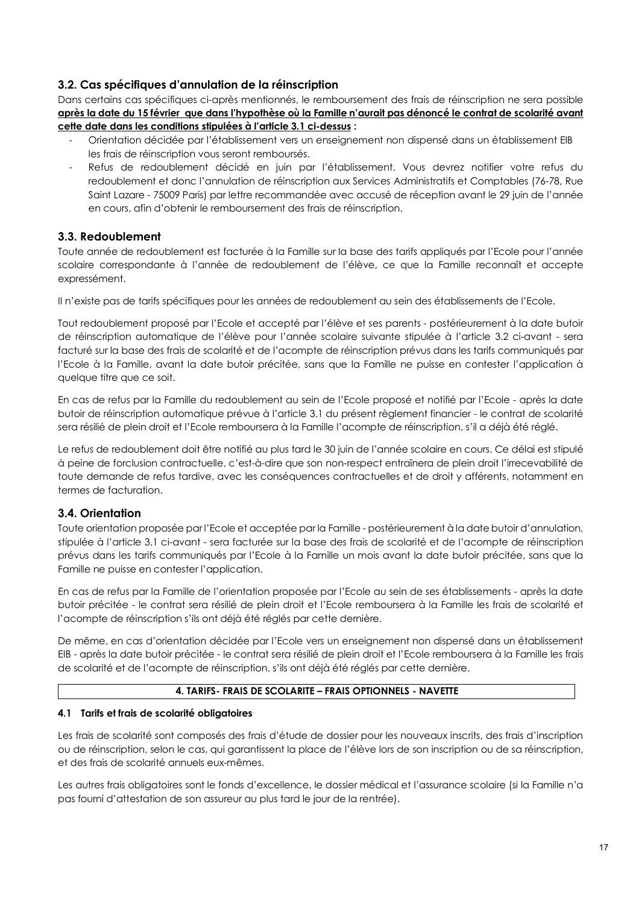### 3.2. Cas spécifiques d'annulation de la réinscription

Dans certains cas spécifiques ci-après mentionnés, le remboursement des frais de réinscription ne sera possible **après la date du 15 février que dans l'hypothèse où la Famille n'aurait pas dénoncé le contrat de scolarité avant cette date dans les conditions stipulées à l'article 3.1 ci-dessus** :

- Orientation décidée par l'établissement vers un enseignement non dispensé dans un établissement EIB les frais de réinscription vous seront remboursés.
- Refus de redoublement décidé en juin par l'établissement. Vous devrez notifier votre refus du redoublement et donc l'annulation de réinscription aux Services Administratifs et Comptables (76-78, Rue Saint Lazare - 75009 Paris) par lettre recommandée avec accusé de réception avant le 29 juin de l'année en cours, afin d'obtenir le remboursement des frais de réinscription.

### 3.3. Redoublement

Toute année de redoublement est facturée à la Famille sur la base des tarifs appliqués par l'Ecole pour l'année scolaire correspondante à l'année de redoublement de l'élève, ce que la Famille reconnaît et accepte expressément.

Il n'existe pas de tarifs spécifiques pour les années de redoublement au sein des établissements de l'Ecole.

Tout redoublement proposé par l'Ecole et accepté par l'élève et ses parents - postérieurement à la date butoir de réinscription automatique de l'élève pour l'année scolaire suivante stipulée à l'article 3.2 ci-avant - sera facturé sur la base des frais de scolarité et de l'acompte de réinscription prévus dans les tarifs communiqués par l'Ecole à la Famille, avant la date butoir précitée, sans que la Famille ne puisse en contester l'application à quelque titre que ce soit.

En cas de refus par la Famille du redoublement au sein de l'Ecole proposé et notifié par l'Ecole - après la date butoir de réinscription automatique prévue à l'article 3.1 du présent règlement financier - le contrat de scolarité sera résilié de plein droit et l'Ecole remboursera à la Famille l'acompte de réinscription, s'il a déjà été réglé.

Le refus de redoublement doit être notifié au plus tard le 30 juin de l'année scolaire en cours. Ce délai est stipulé à peine de forclusion contractuelle, c'est-à-dire que son non-respect entraînera de plein droit l'irrecevabilité de toute demande de refus tardive, avec les conséquences contractuelles et de droit y afférents, notamment en termes de facturation.

### 3.4. Orientation

Toute orientation proposée par l'Ecole et acceptée par la Famille - postérieurement à la date butoir d'annulation, stipulée à l'article 3.1 ci-avant - sera facturée sur la base des frais de scolarité et de l'acompte de réinscription prévus dans les tarifs communiqués par l'Ecole à la Famille un mois avant la date butoir précitée, sans que la Famille ne puisse en contester l'application.

En cas de refus par la Famille de l'orientation proposée par l'Ecole au sein de ses établissements - après la date butoir précitée - le contrat sera résilié de plein droit et l'Ecole remboursera à la Famille les frais de scolarité et l'acompte de réinscription s'ils ont déjà été réglés par cette dernière.

De même, en cas d'orientation décidée par l'Ecole vers un enseignement non dispensé dans un établissement EIB - après la date butoir précitée - le contrat sera résilié de plein droit et l'Ecole remboursera à la Famille les frais de scolarité et de l'acompte de réinscription, s'ils ont déjà été réglés par cette dernière.

## 4. TARIFS- FRAIS DE SCOLARITE – FRAIS OPTIONNELS - NAVETTE

#### 4.1 Tarifs et frais de scolarité obligatoires

Les frais de scolarité sont composés des frais d'étude de dossier pour les nouveaux inscrits, des frais d'inscription ou de réinscription, selon le cas, qui garantissent la place de l'élève lors de son inscription ou de sa réinscription, et des frais de scolarité annuels eux-mêmes.

Les autres frais obligatoires sont le fonds d'excellence, le dossier médical et l'assurance scolaire (si la Famille n'a pas fourni d'attestation de son assureur au plus tard le jour de la rentrée).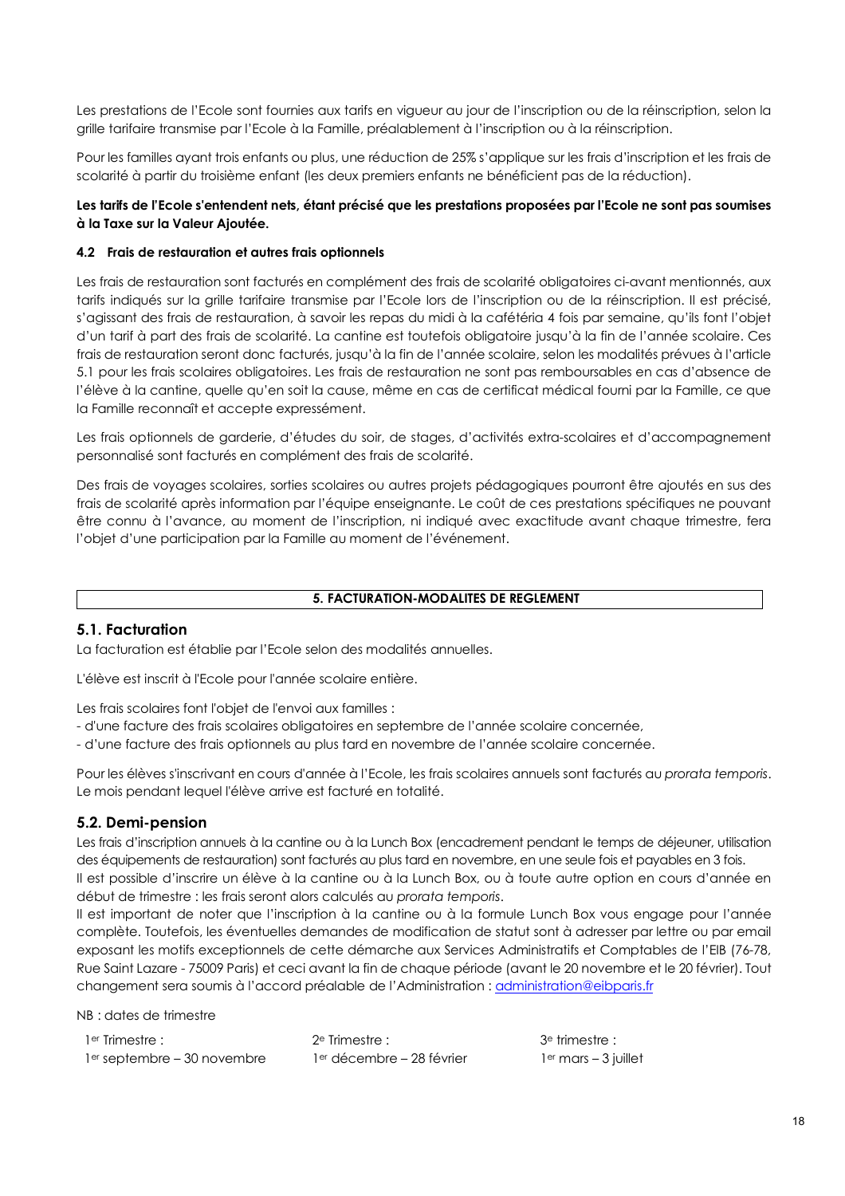Les prestations de l'Ecole sont fournies aux tarifs en vigueur au jour de l'inscription ou de la réinscription, selon la grille tarifaire transmise par l'Ecole à la Famille, préalablement à l'inscription ou à la réinscription.

Pour les familles ayant trois enfants ou plus, une réduction de 25% s'applique sur les frais d'inscription et les frais de scolarité à partir du troisième enfant (les deux premiers enfants ne bénéficient pas de la réduction).

**Les tarifs de l'Ecole s'entendent nets, étant précisé que les prestations proposées par l'Ecole ne sont pas soumises à la Taxe sur la Valeur Ajoutée.**

#### 4.2 Frais de restauration et autres frais optionnels

Les frais de restauration sont facturés en complément des frais de scolarité obligatoires ci-avant mentionnés, aux tarifs indiqués sur la grille tarifaire transmise par l'Ecole lors de l'inscription ou de la réinscription. Il est précisé, s'agissant des frais de restauration, à savoir les repas du midi à la cafétéria 4 fois par semaine, qu'ils font l'objet d'un tarif à part des frais de scolarité. La cantine est toutefois obligatoire jusqu'à la fin de l'année scolaire. Ces frais de restauration seront donc facturés, jusqu'à la fin de l'année scolaire, selon les modalités prévues à l'article 5.1 pour les frais scolaires obligatoires. Les frais de restauration ne sont pas remboursables en cas d'absence de l'élève à la cantine, quelle qu'en soit la cause, même en cas de certificat médical fourni par la Famille, ce que la Famille reconnaît et accepte expressément.

Les frais optionnels de garderie, d'études du soir, de stages, d'activités extra-scolaires et d'accompagnement personnalisé sont facturés en complément des frais de scolarité.

Des frais de voyages scolaires, sorties scolaires ou autres projets pédagogiques pourront être ajoutés en sus des frais de scolarité après information par l'équipe enseignante. Le coût de ces prestations spécifiques ne pouvant être connu à l'avance, au moment de l'inscription, ni indiqué avec exactitude avant chaque trimestre, fera l'objet d'une participation par la Famille au moment de l'événement.

## 5. FACTURATION-MODALITES DE REGLEMENT

### 5.1. Facturation

La facturation est établie par l'Ecole selon des modalités annuelles.

L'élève est inscrit à l'Ecole pour l'année scolaire entière.

Les frais scolaires font l'objet de l'envoi aux familles :
- d'une facture des frais scolaires obligatoires en septembre de l'année scolaire concernée,
- d'une facture des frais optionnels au plus tard en novembre de l'année scolaire concernée.

Pour les élèves s'inscrivant en cours d'année à l'Ecole, les frais scolaires annuels sont facturés au *prorata temporis*. Le mois pendant lequel l'élève arrive est facturé en totalité.

### 5.2. Demi-pension

Les frais d'inscription annuels à la cantine ou à la Lunch Box (encadrement pendant le temps de déjeuner, utilisation des équipements de restauration) sont facturés au plus tard en novembre, en une seule fois et payables en 3 fois.
Il est possible d'inscrire un élève à la cantine ou à la Lunch Box, ou à toute autre option en cours d'année en début de trimestre : les frais seront alors calculés au *prorata temporis*.
Il est important de noter que l'inscription à la cantine ou à la formule Lunch Box vous engage pour l'année complète. Toutefois, les éventuelles demandes de modification de statut sont à adresser par lettre ou par email exposant les motifs exceptionnels de cette démarche aux Services Administratifs et Comptables de l'EIB (76-78, Rue Saint Lazare - 75009 Paris) et ceci avant la fin de chaque période (avant le 20 novembre et le 20 février). Tout changement sera soumis à l'accord préalable de l'Administration : administration@eibparis.fr

NB : dates de trimestre

| 1er Trimestre : | 2e Trimestre : | 3e trimestre : |
|---|---|---|
| 1er septembre – 30 novembre | 1er décembre – 28 février | 1er mars – 3 juillet |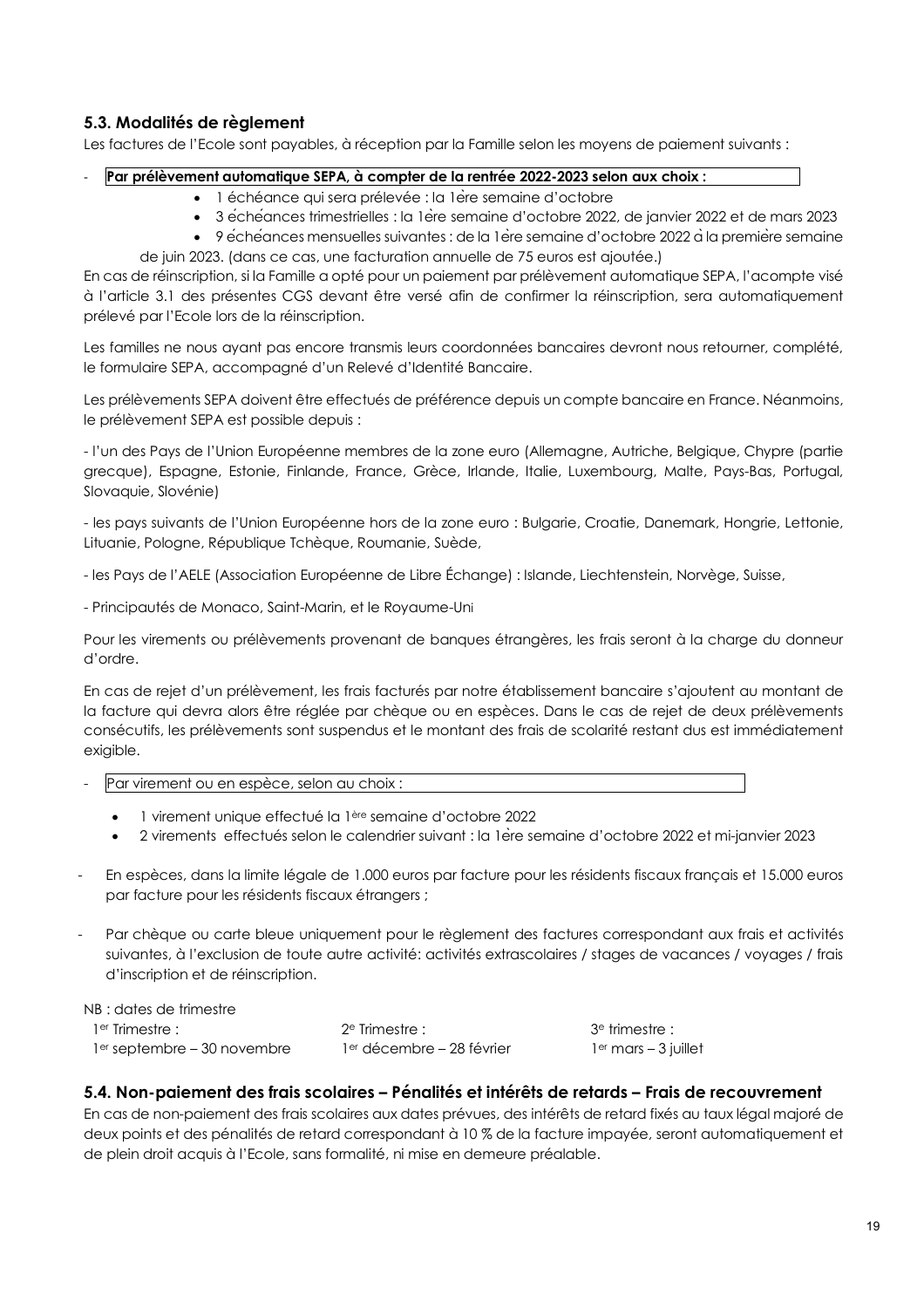### 5.3. Modalités de règlement

Les factures de l'Ecole sont payables, à réception par la Famille selon les moyens de paiement suivants :

- **Par prélèvement automatique SEPA, à compter de la rentrée 2022-2023 selon aux choix :**
  - 1 échéance qui sera prélevée : la 1ère semaine d'octobre
  - 3 échéances trimestrielles : la 1ère semaine d'octobre 2022, de janvier 2022 et de mars 2023
  - 9 échéances mensuelles suivantes : de la 1ère semaine d'octobre 2022 à la première semaine de juin 2023. (dans ce cas, une facturation annuelle de 75 euros est ajoutée.)

En cas de réinscription, si la Famille a opté pour un paiement par prélèvement automatique SEPA, l'acompte visé à l'article 3.1 des présentes CGS devant être versé afin de confirmer la réinscription, sera automatiquement prélevé par l'Ecole lors de la réinscription.

Les familles ne nous ayant pas encore transmis leurs coordonnées bancaires devront nous retourner, complété, le formulaire SEPA, accompagné d'un Relevé d'Identité Bancaire.

Les prélèvements SEPA doivent être effectués de préférence depuis un compte bancaire en France. Néanmoins, le prélèvement SEPA est possible depuis :

- l'un des Pays de l'Union Européenne membres de la zone euro (Allemagne, Autriche, Belgique, Chypre (partie grecque), Espagne, Estonie, Finlande, France, Grèce, Irlande, Italie, Luxembourg, Malte, Pays-Bas, Portugal, Slovaquie, Slovénie)

- les pays suivants de l'Union Européenne hors de la zone euro : Bulgarie, Croatie, Danemark, Hongrie, Lettonie, Lituanie, Pologne, République Tchèque, Roumanie, Suède,

- les Pays de l'AELE (Association Européenne de Libre Échange) : Islande, Liechtenstein, Norvège, Suisse,

- Principautés de Monaco, Saint-Marin, et le Royaume-Uni

Pour les virements ou prélèvements provenant de banques étrangères, les frais seront à la charge du donneur d'ordre.

En cas de rejet d'un prélèvement, les frais facturés par notre établissement bancaire s'ajoutent au montant de la facture qui devra alors être réglée par chèque ou en espèces. Dans le cas de rejet de deux prélèvements consécutifs, les prélèvements sont suspendus et le montant des frais de scolarité restant dus est immédiatement exigible.

- Par virement ou en espèce, selon au choix :
  - 1 virement unique effectué la 1ère semaine d'octobre 2022
  - 2 virements effectués selon le calendrier suivant : la 1ère semaine d'octobre 2022 et mi-janvier 2023

- En espèces, dans la limite légale de 1.000 euros par facture pour les résidents fiscaux français et 15.000 euros par facture pour les résidents fiscaux étrangers ;

- Par chèque ou carte bleue uniquement pour le règlement des factures correspondant aux frais et activités suivantes, à l'exclusion de toute autre activité: activités extrascolaires / stages de vacances / voyages / frais d'inscription et de réinscription.

NB : dates de trimestre

| 1er Trimestre : | 2e Trimestre : | 3e trimestre : |
|---|---|---|
| 1er septembre – 30 novembre | 1er décembre – 28 février | 1er mars – 3 juillet |

### 5.4. Non-paiement des frais scolaires – Pénalités et intérêts de retards – Frais de recouvrement

En cas de non-paiement des frais scolaires aux dates prévues, des intérêts de retard fixés au taux légal majoré de deux points et des pénalités de retard correspondant à 10 % de la facture impayée, seront automatiquement et de plein droit acquis à l'Ecole, sans formalité, ni mise en demeure préalable.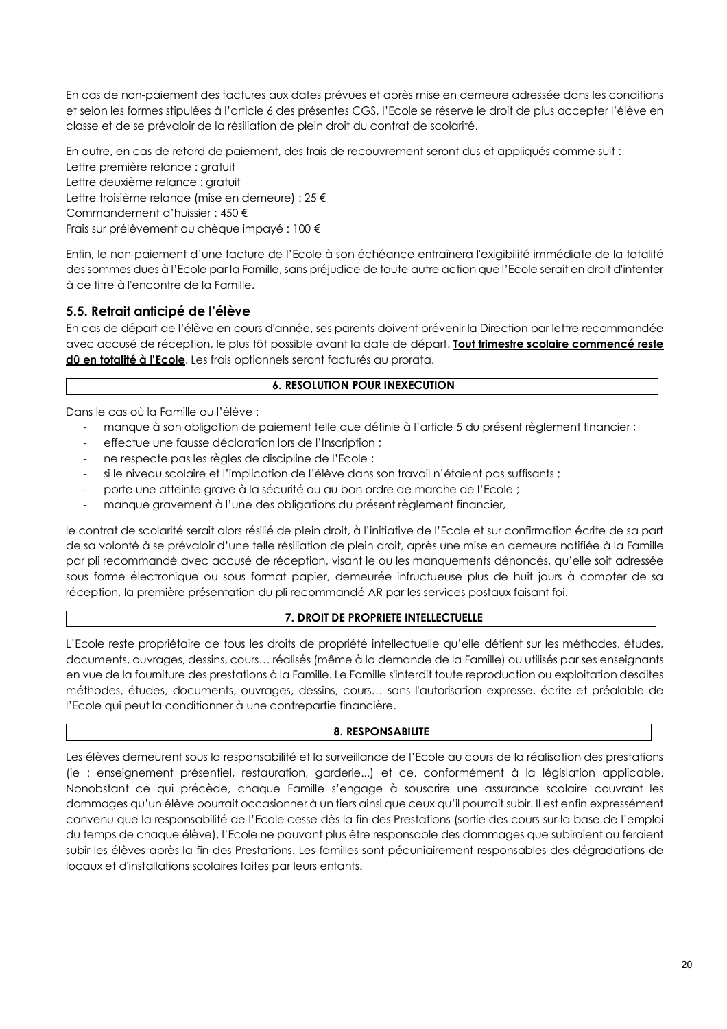En cas de non-paiement des factures aux dates prévues et après mise en demeure adressée dans les conditions et selon les formes stipulées à l'article 6 des présentes CGS, l'Ecole se réserve le droit de plus accepter l'élève en classe et de se prévaloir de la résiliation de plein droit du contrat de scolarité.

En outre, en cas de retard de paiement, des frais de recouvrement seront dus et appliqués comme suit :
Lettre première relance : gratuit
Lettre deuxième relance : gratuit
Lettre troisième relance (mise en demeure) : 25 €
Commandement d'huissier : 450 €
Frais sur prélèvement ou chèque impayé : 100 €

Enfin, le non-paiement d'une facture de l'Ecole à son échéance entraînera l'exigibilité immédiate de la totalité des sommes dues à l'Ecole par la Famille, sans préjudice de toute autre action que l'Ecole serait en droit d'intenter à ce titre à l'encontre de la Famille.

### 5.5. Retrait anticipé de l'élève

En cas de départ de l'élève en cours d'année, ses parents doivent prévenir la Direction par lettre recommandée avec accusé de réception, le plus tôt possible avant la date de départ. **<u>Tout trimestre scolaire commencé reste dû en totalité à l'Ecole</u>**. Les frais optionnels seront facturés au prorata.

## 6. RESOLUTION POUR INEXECUTION

Dans le cas où la Famille ou l'élève :

- manque à son obligation de paiement telle que définie à l'article 5 du présent règlement financier ;
- effectue une fausse déclaration lors de l'Inscription ;
- ne respecte pas les règles de discipline de l'Ecole ;
- si le niveau scolaire et l'implication de l'élève dans son travail n'étaient pas suffisants ;
- porte une atteinte grave à la sécurité ou au bon ordre de marche de l'Ecole ;
- manque gravement à l'une des obligations du présent règlement financier,

le contrat de scolarité serait alors résilié de plein droit, à l'initiative de l'Ecole et sur confirmation écrite de sa part de sa volonté à se prévaloir d'une telle résiliation de plein droit, après une mise en demeure notifiée à la Famille par pli recommandé avec accusé de réception, visant le ou les manquements dénoncés, qu'elle soit adressée sous forme électronique ou sous format papier, demeurée infructueuse plus de huit jours à compter de sa réception, la première présentation du pli recommandé AR par les services postaux faisant foi.

## 7. DROIT DE PROPRIETE INTELLECTUELLE

L'Ecole reste propriétaire de tous les droits de propriété intellectuelle qu'elle détient sur les méthodes, études, documents, ouvrages, dessins, cours… réalisés (même à la demande de la Famille) ou utilisés par ses enseignants en vue de la fourniture des prestations à la Famille. Le Famille s'interdit toute reproduction ou exploitation desdites méthodes, études, documents, ouvrages, dessins, cours… sans l'autorisation expresse, écrite et préalable de l'Ecole qui peut la conditionner à une contrepartie financière.

## 8. RESPONSABILITE

Les élèves demeurent sous la responsabilité et la surveillance de l'Ecole au cours de la réalisation des prestations (ie : enseignement présentiel, restauration, garderie...) et ce, conformément à la législation applicable. Nonobstant ce qui précède, chaque Famille s'engage à souscrire une assurance scolaire couvrant les dommages qu'un élève pourrait occasionner à un tiers ainsi que ceux qu'il pourrait subir. Il est enfin expressément convenu que la responsabilité de l'Ecole cesse dès la fin des Prestations (sortie des cours sur la base de l'emploi du temps de chaque élève), l'Ecole ne pouvant plus être responsable des dommages que subiraient ou feraient subir les élèves après la fin des Prestations. Les familles sont pécuniairement responsables des dégradations de locaux et d'installations scolaires faites par leurs enfants.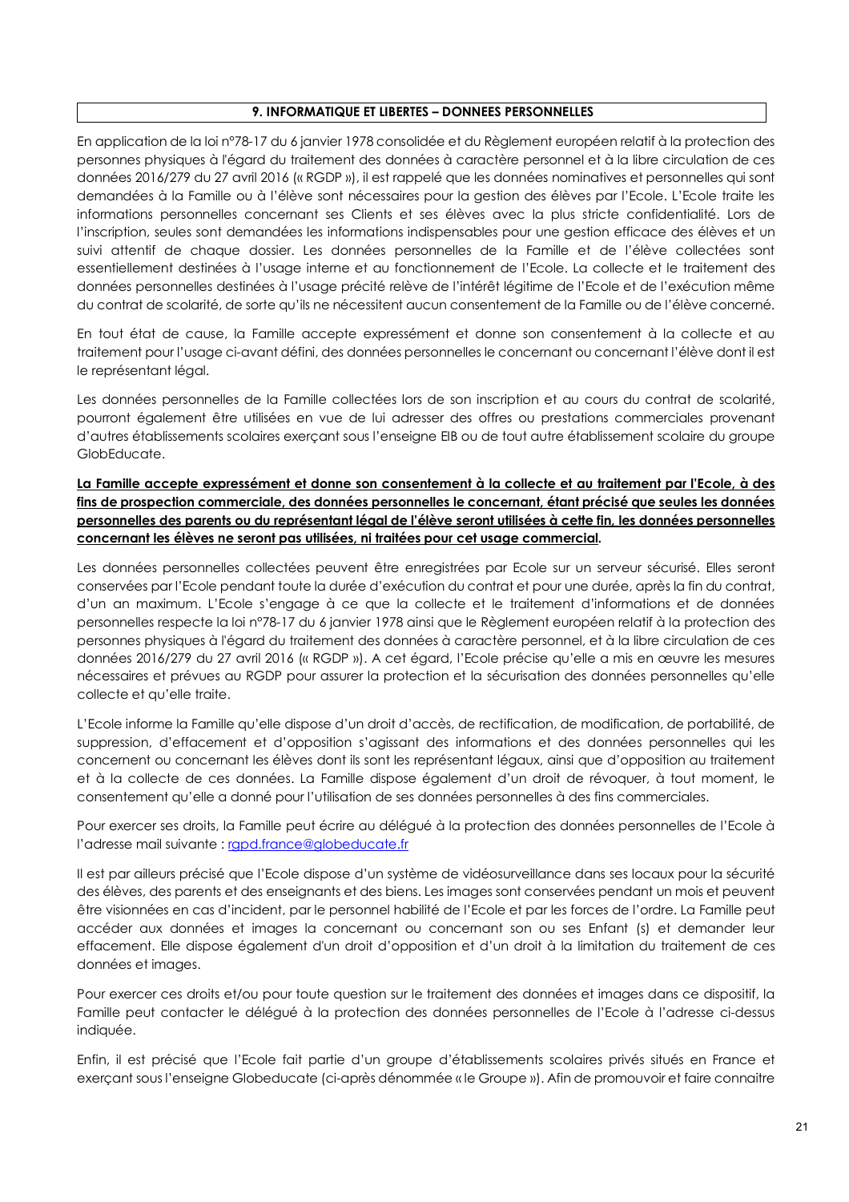## 9. INFORMATIQUE ET LIBERTES – DONNEES PERSONNELLES

En application de la loi n°78-17 du 6 janvier 1978 consolidée et du Règlement européen relatif à la protection des personnes physiques à l'égard du traitement des données à caractère personnel et à la libre circulation de ces données 2016/279 du 27 avril 2016 (« RGDP »), il est rappelé que les données nominatives et personnelles qui sont demandées à la Famille ou à l'élève sont nécessaires pour la gestion des élèves par l'Ecole. L'Ecole traite les informations personnelles concernant ses Clients et ses élèves avec la plus stricte confidentialité. Lors de l'inscription, seules sont demandées les informations indispensables pour une gestion efficace des élèves et un suivi attentif de chaque dossier. Les données personnelles de la Famille et de l'élève collectées sont essentiellement destinées à l'usage interne et au fonctionnement de l'Ecole. La collecte et le traitement des données personnelles destinées à l'usage précité relève de l'intérêt légitime de l'Ecole et de l'exécution même du contrat de scolarité, de sorte qu'ils ne nécessitent aucun consentement de la Famille ou de l'élève concerné.

En tout état de cause, la Famille accepte expressément et donne son consentement à la collecte et au traitement pour l'usage ci-avant défini, des données personnelles le concernant ou concernant l'élève dont il est le représentant légal.

Les données personnelles de la Famille collectées lors de son inscription et au cours du contrat de scolarité, pourront également être utilisées en vue de lui adresser des offres ou prestations commerciales provenant d'autres établissements scolaires exerçant sous l'enseigne EIB ou de tout autre établissement scolaire du groupe GlobEducate.

**La Famille accepte expressément et donne son consentement à la collecte et au traitement par l'Ecole, à des fins de prospection commerciale, des données personnelles le concernant, étant précisé que seules les données personnelles des parents ou du représentant légal de l'élève seront utilisées à cette fin, les données personnelles concernant les élèves ne seront pas utilisées, ni traitées pour cet usage commercial.**

Les données personnelles collectées peuvent être enregistrées par Ecole sur un serveur sécurisé. Elles seront conservées par l'Ecole pendant toute la durée d'exécution du contrat et pour une durée, après la fin du contrat, d'un an maximum. L'Ecole s'engage à ce que la collecte et le traitement d'informations et de données personnelles respecte la loi n°78-17 du 6 janvier 1978 ainsi que le Règlement européen relatif à la protection des personnes physiques à l'égard du traitement des données à caractère personnel, et à la libre circulation de ces données 2016/279 du 27 avril 2016 (« RGDP »). A cet égard, l'Ecole précise qu'elle a mis en œuvre les mesures nécessaires et prévues au RGPD pour assurer la protection et la sécurisation des données personnelles qu'elle collecte et qu'elle traite.

L'Ecole informe la Famille qu'elle dispose d'un droit d'accès, de rectification, de modification, de portabilité, de suppression, d'effacement et d'opposition s'agissant des informations et des données personnelles qui les concernent ou concernant les élèves dont ils sont les représentant légaux, ainsi que d'opposition au traitement et à la collecte de ces données. La Famille dispose également d'un droit de révoquer, à tout moment, le consentement qu'elle a donné pour l'utilisation de ses données personnelles à des fins commerciales.

Pour exercer ses droits, la Famille peut écrire au délégué à la protection des données personnelles de l'Ecole à l'adresse mail suivante : rgpd.france@globeducate.fr

Il est par ailleurs précisé que l'Ecole dispose d'un système de vidéosurveillance dans ses locaux pour la sécurité des élèves, des parents et des enseignants et des biens. Les images sont conservées pendant un mois et peuvent être visionnées en cas d'incident, par le personnel habilité de l'Ecole et par les forces de l'ordre. La Famille peut accéder aux données et images la concernant ou concernant son ou ses Enfant (s) et demander leur effacement. Elle dispose également d'un droit d'opposition et d'un droit à la limitation du traitement de ces données et images.

Pour exercer ces droits et/ou pour toute question sur le traitement des données et images dans ce dispositif, la Famille peut contacter le délégué à la protection des données personnelles de l'Ecole à l'adresse ci-dessus indiquée.

Enfin, il est précisé que l'Ecole fait partie d'un groupe d'établissements scolaires privés situés en France et exerçant sous l'enseigne Globeducate (ci-après dénommée « le Groupe »). Afin de promouvoir et faire connaitre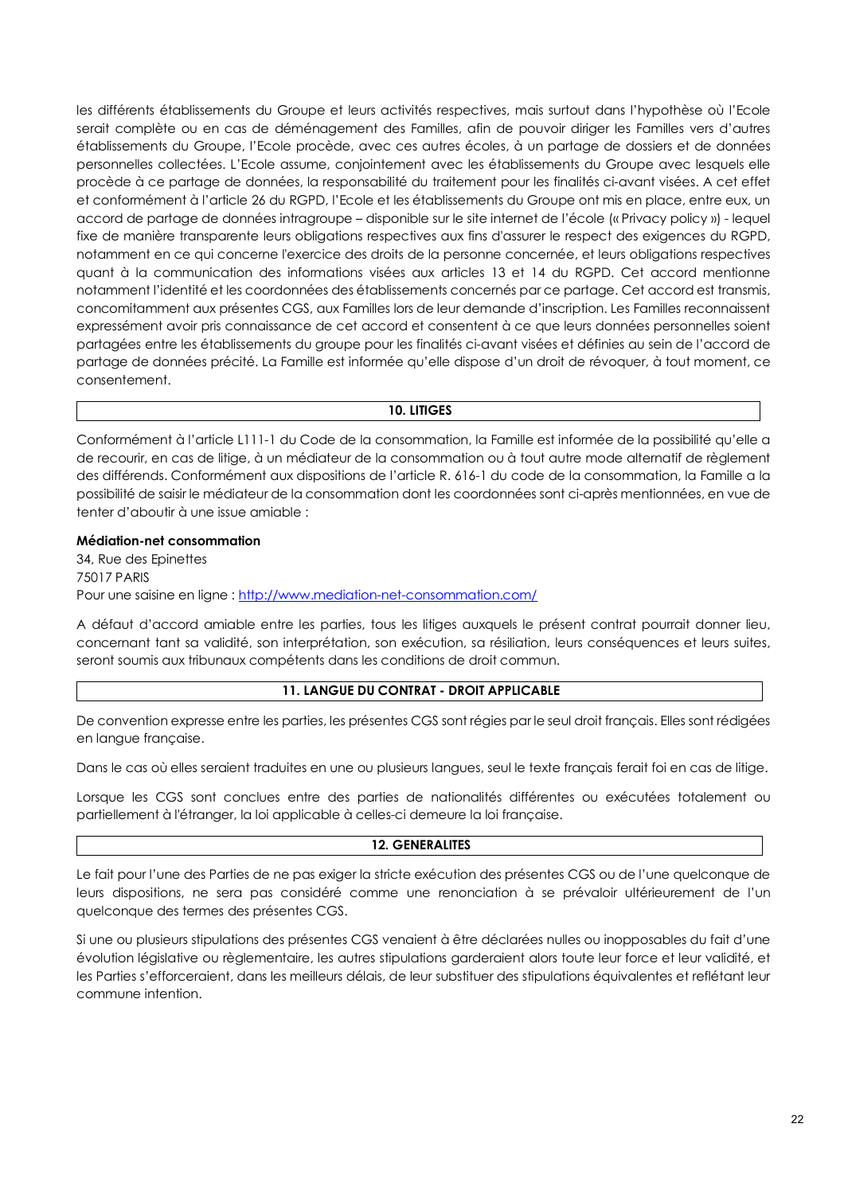les différents établissements du Groupe et leurs activités respectives, mais surtout dans l'hypothèse où l'Ecole serait complète ou en cas de déménagement des Familles, afin de pouvoir diriger les Familles vers d'autres établissements du Groupe, l'Ecole procède, avec ces autres écoles, à un partage de dossiers et de données personnelles collectées. L'Ecole assume, conjointement avec les établissements du Groupe avec lesquels elle procède à ce partage de données, la responsabilité du traitement pour les finalités ci-avant visées. A cet effet et conformément à l'article 26 du RGPD, l'Ecole et les établissements du Groupe ont mis en place, entre eux, un accord de partage de données intragroupe – disponible sur le site internet de l'école (« Privacy policy ») - lequel fixe de manière transparente leurs obligations respectives aux fins d'assurer le respect des exigences du RGPD, notamment en ce qui concerne l'exercice des droits de la personne concernée, et leurs obligations respectives quant à la communication des informations visées aux articles 13 et 14 du RGPD. Cet accord mentionne notamment l'identité et les coordonnées des établissements concernés par ce partage. Cet accord est transmis, concomitamment aux présentes CGS, aux Familles lors de leur demande d'inscription. Les Familles reconnaissent expressément avoir pris connaissance de cet accord et consentent à ce que leurs données personnelles soient partagées entre les établissements du groupe pour les finalités ci-avant visées et définies au sein de l'accord de partage de données précité. La Famille est informée qu'elle dispose d'un droit de révoquer, à tout moment, ce consentement.

## 10. LITIGES

Conformément à l'article L111-1 du Code de la consommation, la Famille est informée de la possibilité qu'elle a de recourir, en cas de litige, à un médiateur de la consommation ou à tout autre mode alternatif de règlement des différends. Conformément aux dispositions de l'article R. 616-1 du code de la consommation, la Famille a la possibilité de saisir le médiateur de la consommation dont les coordonnées sont ci-après mentionnées, en vue de tenter d'aboutir à une issue amiable :

**Médiation-net consommation**
34, Rue des Epinettes
75017 PARIS
Pour une saisine en ligne : http://www.mediation-net-consommation.com/

A défaut d'accord amiable entre les parties, tous les litiges auxquels le présent contrat pourrait donner lieu, concernant tant sa validité, son interprétation, son exécution, sa résiliation, leurs conséquences et leurs suites, seront soumis aux tribunaux compétents dans les conditions de droit commun.

## 11. LANGUE DU CONTRAT - DROIT APPLICABLE

De convention expresse entre les parties, les présentes CGS sont régies par le seul droit français. Elles sont rédigées en langue française.

Dans le cas où elles seraient traduites en une ou plusieurs langues, seul le texte français ferait foi en cas de litige.

Lorsque les CGS sont conclues entre des parties de nationalités différentes ou exécutées totalement ou partiellement à l'étranger, la loi applicable à celles-ci demeure la loi française.

## 12. GENERALITES

Le fait pour l'une des Parties de ne pas exiger la stricte exécution des présentes CGS ou de l'une quelconque de leurs dispositions, ne sera pas considéré comme une renonciation à se prévaloir ultérieurement de l'un quelconque des termes des présentes CGS.

Si une ou plusieurs stipulations des présentes CGS venaient à être déclarées nulles ou inopposables du fait d'une évolution législative ou règlementaire, les autres stipulations garderaient alors toute leur force et leur validité, et les Parties s'efforceraient, dans les meilleurs délais, de leur substituer des stipulations équivalentes et reflétant leur commune intention.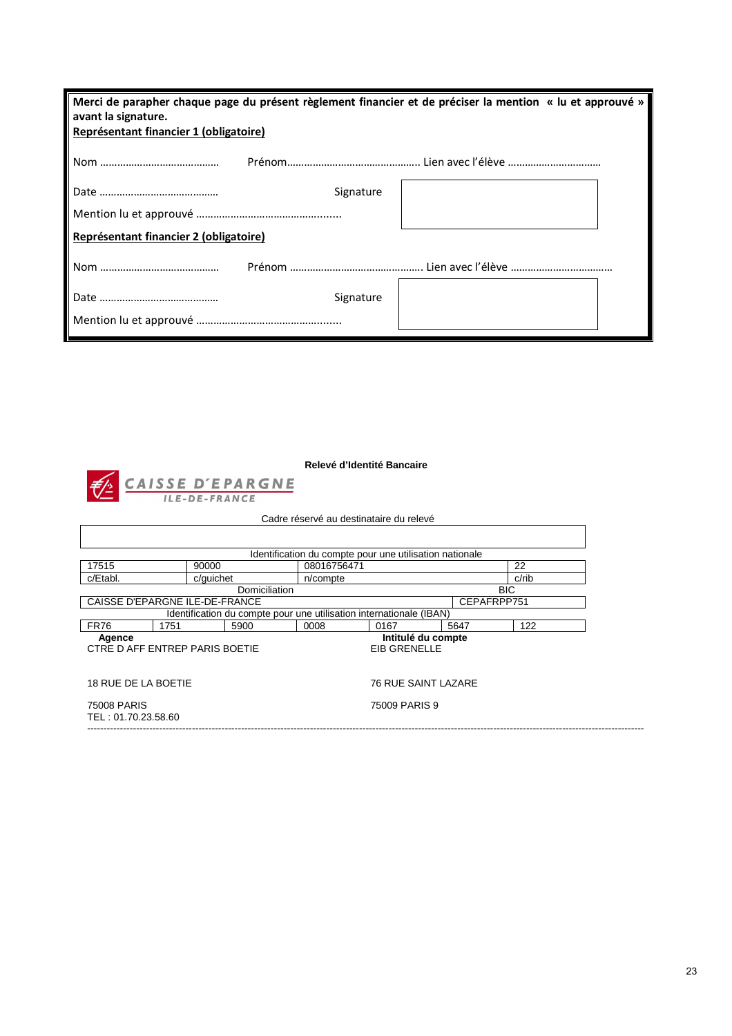**Merci de parapher chaque page du présent règlement financier et de préciser la mention « lu et approuvé » avant la signature.**

**Représentant financier 1 (obligatoire)**

Nom …………………………………… Prénom……………………………………… Lien avec l'élève ……………………………

Date …………………………………… Signature

Mention lu et approuvé …………………………………………...

**Représentant financier 2 (obligatoire)**

Nom …………………………………… Prénom ……………………………………… Lien avec l'élève ………………………………

Date …………………………………… Signature

Mention lu et approuvé …………………………………………...

**Relevé d'Identité Bancaire**

CAISSE D'EPARGNE ILE-DE-FRANCE

Cadre réservé au destinataire du relevé

| | | | | | | |
|---|---|---|---|---|---|---|
| Identification du compte pour une utilisation nationale | | | | | | |
| 17515 | | 90000 | 08016756471 | | | 22 |
| c/Etabl. | | c/guichet | n/compte | | | c/rib |
| Domiciliation | | | | | BIC | |
| CAISSE D'EPARGNE ILE-DE-FRANCE | | | | | CEPAFRPP751 | |
| Identification du compte pour une utilisation internationale (IBAN) | | | | | | |
| FR76 | 1751 | 5900 | 0008 | 0167 | 5647 | 122 |

**Agence**
CTRE D AFF ENTREP PARIS BOETIE

18 RUE DE LA BOETIE

75008 PARIS
TEL : 01.70.23.58.60

**Intitulé du compte**
EIB GRENELLE

76 RUE SAINT LAZARE

75009 PARIS 9